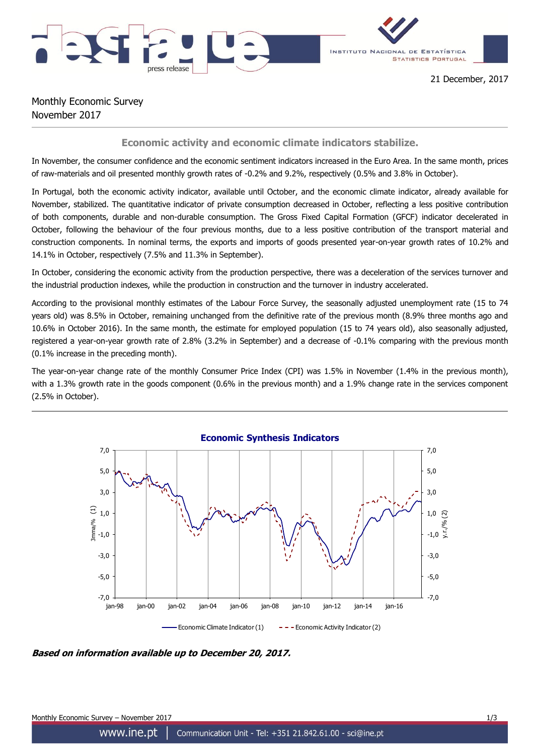21 December, 2017

# Monthly Economic Survey
November 2017

## Economic activity and economic climate indicators stabilize.

In November, the consumer confidence and the economic sentiment indicators increased in the Euro Area. In the same month, prices of raw-materials and oil presented monthly growth rates of -0.2% and 9.2%, respectively (0.5% and 3.8% in October).

In Portugal, both the economic activity indicator, available until October, and the economic climate indicator, already available for November, stabilized. The quantitative indicator of private consumption decreased in October, reflecting a less positive contribution of both components, durable and non-durable consumption. The Gross Fixed Capital Formation (GFCF) indicator decelerated in October, following the behaviour of the four previous months, due to a less positive contribution of the transport material and construction components. In nominal terms, the exports and imports of goods presented year-on-year growth rates of 10.2% and 14.1% in October, respectively (7.5% and 11.3% in September).

In October, considering the economic activity from the production perspective, there was a deceleration of the services turnover and the industrial production indexes, while the production in construction and the turnover in industry accelerated.

According to the provisional monthly estimates of the Labour Force Survey, the seasonally adjusted unemployment rate (15 to 74 years old) was 8.5% in October, remaining unchanged from the definitive rate of the previous month (8.9% three months ago and 10.6% in October 2016). In the same month, the estimate for employed population (15 to 74 years old), also seasonally adjusted, registered a year-on-year growth rate of 2.8% (3.2% in September) and a decrease of -0.1% comparing with the previous month (0.1% increase in the preceding month).

The year-on-year change rate of the monthly Consumer Price Index (CPI) was 1.5% in November (1.4% in the previous month), with a 1.3% growth rate in the goods component (0.6% in the previous month) and a 1.9% change rate in the services component (2.5% in October).

**Economic Synthesis Indicators**

Economic Climate Indicator (1) — Economic Activity Indicator (2)

***Based on information available up to December 20, 2017.***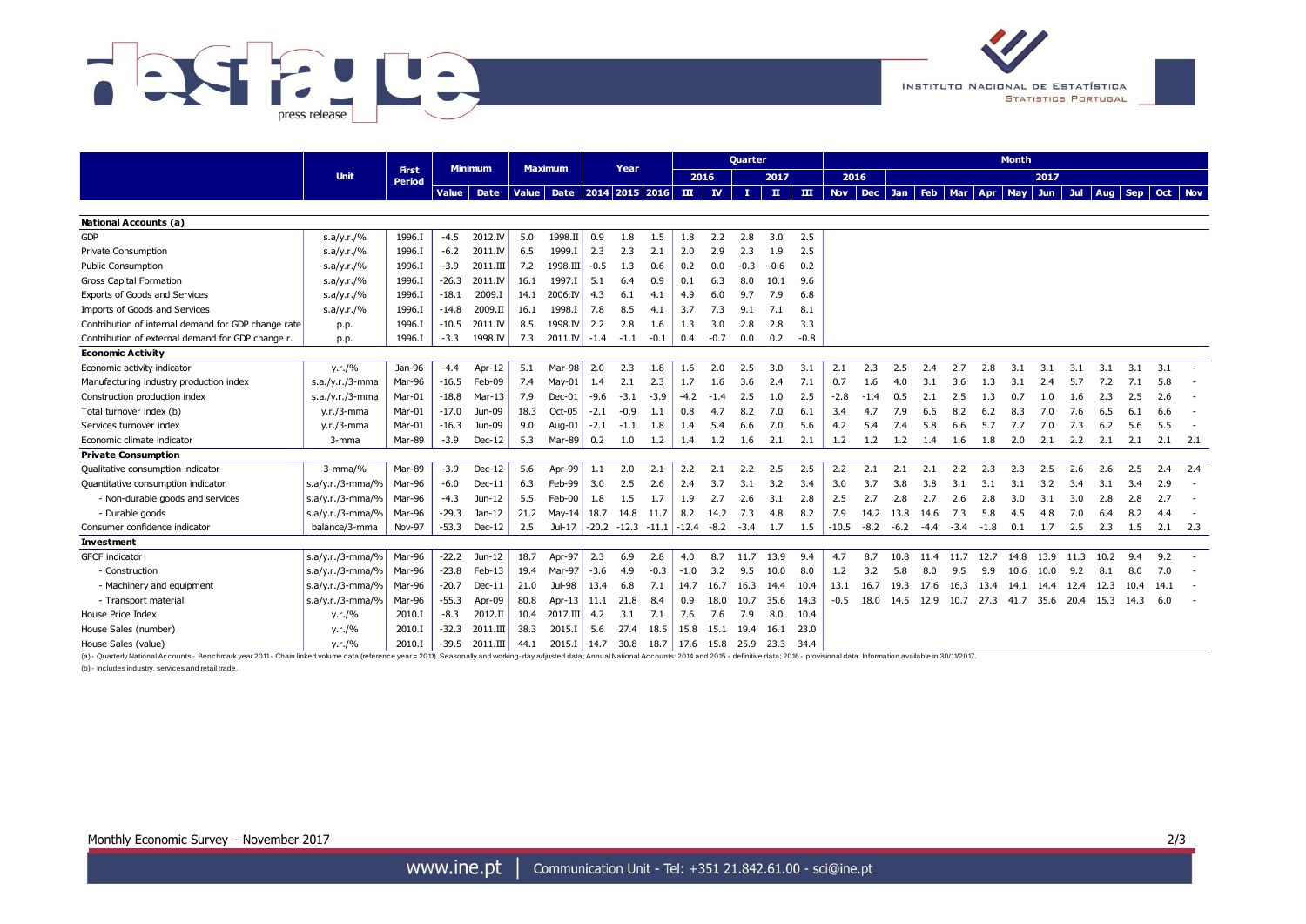| | Unit | First Period | Minimum | | Maximum | | Year | | | Quarter | | | | | Month | | | | | | | | | | | | |
|---|---|---|---|---|---|---|---|---|---|---|---|---|---|---|---|---|---|---|---|---|---|---|---|---|---|---|---|
| | | | | | | | | | | 2016 | | 2017 | | | 2016 | | 2017 | | | | | | | | | | |
| | | | Value | Date | Value | Date | 2014 | 2015 | 2016 | III | IV | I | II | III | Nov | Dec | Jan | Feb | Mar | Apr | May | Jun | Jul | Aug | Sep | Oct | Nov |
| **National Accounts (a)** | | | | | | | | | | | | | | | | | | | | | | | | | | | |
| GDP | s.a/y.r./% | 1996.I | -4.5 | 2012.IV | 5.0 | 1998.II | 0.9 | 1.8 | 1.5 | 1.8 | 2.2 | 2.8 | 3.0 | 2.5 | | | | | | | | | | | | | |
| Private Consumption | s.a/y.r./% | 1996.I | -6.2 | 2011.IV | 6.5 | 1999.I | 2.3 | 2.3 | 2.1 | 2.0 | 2.9 | 2.3 | 1.9 | 2.5 | | | | | | | | | | | | | |
| Public Consumption | s.a/y.r./% | 1996.I | -3.9 | 2011.III | 7.2 | 1998.III | -0.5 | 1.3 | 0.6 | 0.2 | 0.0 | -0.3 | -0.6 | 0.2 | | | | | | | | | | | | | |
| Gross Capital Formation | s.a/y.r./% | 1996.I | -26.3 | 2011.IV | 16.1 | 1997.I | 5.1 | 6.4 | 0.9 | 0.1 | 6.3 | 8.0 | 10.1 | 9.6 | | | | | | | | | | | | | |
| Exports of Goods and Services | s.a/y.r./% | 1996.I | -18.1 | 2009.I | 14.1 | 2006.IV | 4.3 | 6.1 | 4.1 | 4.9 | 6.0 | 9.7 | 7.9 | 6.8 | | | | | | | | | | | | | |
| Imports of Goods and Services | s.a/y.r./% | 1996.I | -14.8 | 2009.II | 16.1 | 1998.I | 7.8 | 8.5 | 4.1 | 3.7 | 7.3 | 9.1 | 7.1 | 8.1 | | | | | | | | | | | | | |
| Contribution of internal demand for GDP change rate | p.p. | 1996.I | -10.5 | 2011.IV | 8.5 | 1998.IV | 2.2 | 2.8 | 1.6 | 1.3 | 3.0 | 2.8 | 2.8 | 3.3 | | | | | | | | | | | | | |
| Contribution of external demand for GDP change r. | p.p. | 1996.I | -3.3 | 1998.IV | 7.3 | 2011.IV | -1.4 | -1.1 | -0.1 | 0.4 | -0.7 | 0.0 | 0.2 | -0.8 | | | | | | | | | | | | | |
| **Economic Activity** | | | | | | | | | | | | | | | | | | | | | | | | | | | |
| Economic activity indicator | y.r./% | Jan-96 | -4.4 | Apr-12 | 5.1 | Mar-98 | 2.0 | 2.3 | 1.8 | 1.6 | 2.0 | 2.5 | 3.0 | 3.1 | 2.1 | 2.3 | 2.5 | 2.4 | 2.7 | 2.8 | 3.1 | 3.1 | 3.1 | 3.1 | 3.1 | 3.1 | - |
| Manufacturing industry production index | s.a./y.r./3-mma | Mar-96 | -16.5 | Feb-09 | 7.4 | May-01 | 1.4 | 2.1 | 2.3 | 1.7 | 1.6 | 3.6 | 2.4 | 7.1 | 0.7 | 1.6 | 4.0 | 3.1 | 3.6 | 1.3 | 3.1 | 2.4 | 5.7 | 7.2 | 7.1 | 5.8 | - |
| Construction production index | s.a./y.r./3-mma | Mar-01 | -18.8 | Mar-13 | 7.9 | Dec-01 | -9.6 | -3.1 | -3.9 | -4.2 | -1.4 | 2.5 | 1.0 | 2.5 | -2.8 | -1.4 | 0.5 | 2.1 | 2.5 | 1.3 | 0.7 | 1.0 | 1.6 | 2.3 | 2.5 | 2.6 | - |
| Total turnover index (b) | y.r./3-mma | Mar-01 | -17.0 | Jun-09 | 18.3 | Oct-05 | -2.1 | -0.9 | 1.1 | 0.8 | 4.7 | 8.2 | 7.0 | 6.1 | 3.4 | 4.7 | 7.9 | 6.6 | 8.2 | 6.2 | 8.3 | 7.0 | 7.6 | 6.5 | 6.1 | 6.6 | - |
| Services turnover index | y.r./3-mma | Mar-01 | -16.3 | Jun-09 | 9.0 | Aug-01 | -2.1 | -1.1 | 1.8 | 1.4 | 5.4 | 6.6 | 7.0 | 5.6 | 4.2 | 5.4 | 7.4 | 5.8 | 6.6 | 5.7 | 7.7 | 7.0 | 7.3 | 6.2 | 5.6 | 5.5 | - |
| Economic climate indicator | 3-mma | Mar-89 | -3.9 | Dec-12 | 5.3 | Mar-89 | 0.2 | 1.0 | 1.2 | 1.4 | 1.2 | 1.6 | 2.1 | 2.1 | 1.2 | 1.2 | 1.2 | 1.4 | 1.6 | 1.8 | 2.0 | 2.1 | 2.2 | 2.1 | 2.1 | 2.1 | 2.1 |
| **Private Consumption** | | | | | | | | | | | | | | | | | | | | | | | | | | | |
| Qualitative consumption indicator | 3-mma/% | Mar-89 | -3.9 | Dec-12 | 5.6 | Apr-99 | 1.1 | 2.0 | 2.1 | 2.2 | 2.1 | 2.2 | 2.5 | 2.5 | 2.2 | 2.1 | 2.1 | 2.1 | 2.2 | 2.3 | 2.3 | 2.5 | 2.6 | 2.6 | 2.5 | 2.4 | 2.4 |
| Quantitative consumption indicator | s.a/y.r./3-mma/% | Mar-96 | -6.0 | Dec-11 | 6.3 | Feb-99 | 3.0 | 2.5 | 2.6 | 2.4 | 3.7 | 3.1 | 3.2 | 3.4 | 3.0 | 3.7 | 3.8 | 3.8 | 3.1 | 3.1 | 3.1 | 3.2 | 3.4 | 3.1 | 3.4 | 2.9 | - |
| - Non-durable goods and services | s.a/y.r./3-mma/% | Mar-96 | -4.3 | Jun-12 | 5.5 | Feb-00 | 1.8 | 1.5 | 1.7 | 1.9 | 2.7 | 2.6 | 3.1 | 2.8 | 2.5 | 2.7 | 2.8 | 2.7 | 2.6 | 2.8 | 3.0 | 3.1 | 3.0 | 2.8 | 2.8 | 2.7 | - |
| - Durable goods | s.a/y.r./3-mma/% | Mar-96 | -29.3 | Jan-12 | 21.2 | May-14 | 18.7 | 14.8 | 11.7 | 8.2 | 14.2 | 7.3 | 4.8 | 8.2 | 7.9 | 14.2 | 13.8 | 14.6 | 7.3 | 5.8 | 4.5 | 4.8 | 7.0 | 6.4 | 8.2 | 4.4 | - |
| Consumer confidence indicator | balance/3-mma | Nov-97 | -53.3 | Dec-12 | 2.5 | Jul-17 | -20.2 | -12.3 | -11.1 | -12.4 | -8.2 | -3.4 | 1.7 | 1.5 | -10.5 | -8.2 | -6.2 | -4.4 | -3.4 | -1.8 | 0.1 | 1.7 | 2.5 | 2.3 | 1.5 | 2.1 | 2.3 |
| **Investment** | | | | | | | | | | | | | | | | | | | | | | | | | | | |
| GFCF indicator | s.a/y.r./3-mma/% | Mar-96 | -22.2 | Jun-12 | 18.7 | Apr-97 | 2.3 | 6.9 | 2.8 | 4.0 | 8.7 | 11.7 | 13.9 | 9.4 | 4.7 | 8.7 | 10.8 | 11.4 | 11.7 | 12.7 | 14.8 | 13.9 | 11.3 | 10.2 | 9.4 | 9.2 | - |
| - Construction | s.a/y.r./3-mma/% | Mar-96 | -23.8 | Feb-13 | 19.4 | Mar-97 | -3.6 | 4.9 | -0.3 | -1.0 | 3.2 | 9.5 | 10.0 | 8.0 | 1.2 | 3.2 | 5.8 | 8.0 | 9.5 | 9.9 | 10.6 | 10.0 | 9.2 | 8.1 | 8.0 | 7.0 | - |
| - Machinery and equipment | s.a/y.r./3-mma/% | Mar-96 | -20.7 | Dec-11 | 21.0 | Jul-98 | 13.4 | 6.8 | 7.1 | 14.7 | 16.7 | 16.3 | 14.4 | 10.4 | 13.1 | 16.7 | 19.3 | 17.6 | 16.3 | 13.4 | 14.1 | 14.4 | 12.4 | 12.3 | 10.4 | 14.1 | - |
| - Transport material | s.a/y.r./3-mma/% | Mar-96 | -55.3 | Apr-09 | 80.8 | Apr-13 | 11.1 | 21.8 | 8.4 | 0.9 | 18.0 | 10.7 | 35.6 | 14.3 | -0.5 | 18.0 | 14.5 | 12.9 | 10.7 | 27.3 | 41.7 | 35.6 | 20.4 | 15.3 | 14.3 | 6.0 | - |
| House Price Index | y.r./% | 2010.I | -8.3 | 2012.II | 10.4 | 2017.III | 4.2 | 3.1 | 7.1 | 7.6 | 7.6 | 7.9 | 8.0 | 10.4 | | | | | | | | | | | | | |
| House Sales (number) | y.r./% | 2010.I | -32.3 | 2011.III | 38.3 | 2015.I | 5.6 | 27.4 | 18.5 | 15.8 | 15.1 | 19.4 | 16.1 | 23.0 | | | | | | | | | | | | | |
| House Sales (value) | y.r./% | 2010.I | -39.5 | 2011.III | 44.1 | 2015.I | 14.7 | 30.8 | 18.7 | 17.6 | 15.8 | 25.9 | 23.3 | 34.4 | | | | | | | | | | | | | |

(a) - Quarterly National Accounts - Benchmark year 2011 - Chain linked volume data (reference year = 2011). Seasonally and working-day adjusted data; Annual National Accounts: 2014 and 2015 - definitive data; 2016 - provisional data. Information available in 30/11/2017.

(b) - Includes industry, services and retail trade.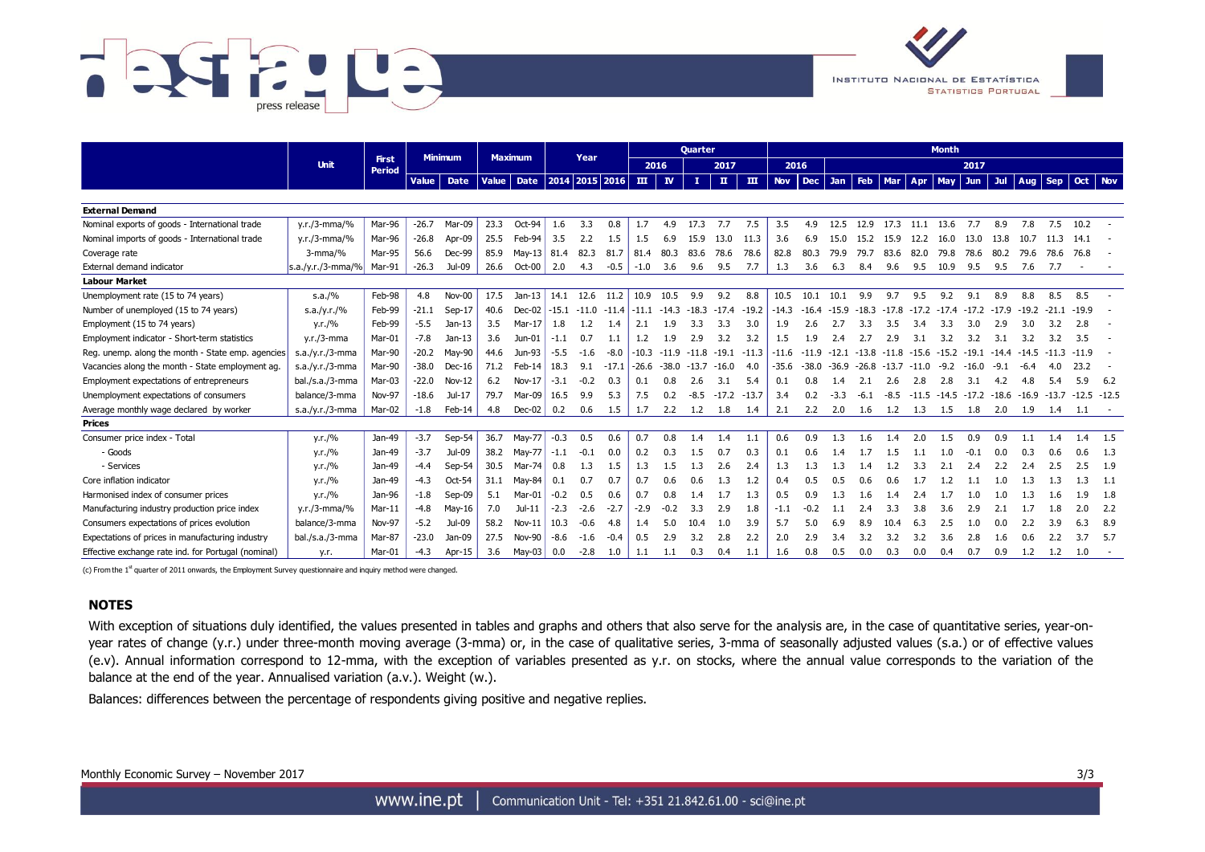| | Unit | First Period | Minimum | | Maximum | | Year | | | Quarter | | | | | Month | | | | | | | | | | | | |
|---|---|---|---|---|---|---|---|---|---|---|---|---|---|---|---|---|---|---|---|---|---|---|---|---|---|---|---|
| | | | | | | | | | | 2016 | | 2017 | | | 2016 | | 2017 | | | | | | | | | | |
| | | | Value | Date | Value | Date | 2014 | 2015 | 2016 | III | IV | I | II | III | Nov | Dec | Jan | Feb | Mar | Apr | May | Jun | Jul | Aug | Sep | Oct | Nov |
| **External Demand** | | | | | | | | | | | | | | | | | | | | | | | | | | | |
| Nominal exports of goods - International trade | y.r./3-mma/% | Mar-96 | -26.7 | Mar-09 | 23.3 | Oct-94 | 1.6 | 3.3 | 0.8 | 1.7 | 4.9 | 17.3 | 7.7 | 7.5 | 3.5 | 4.9 | 12.5 | 12.9 | 17.3 | 11.1 | 13.6 | 7.7 | 8.9 | 7.8 | 7.5 | 10.2 | - |
| Nominal imports of goods - International trade | y.r./3-mma/% | Mar-96 | -26.8 | Apr-09 | 25.5 | Feb-94 | 3.5 | 2.2 | 1.5 | 1.5 | 6.9 | 15.9 | 13.0 | 11.3 | 3.6 | 6.9 | 15.0 | 15.2 | 15.9 | 12.2 | 16.0 | 13.0 | 13.8 | 10.7 | 11.3 | 14.1 | - |
| Coverage rate | 3-mma/% | Mar-95 | 56.6 | Dec-99 | 85.9 | May-13 | 81.4 | 82.3 | 81.7 | 81.4 | 80.3 | 83.6 | 78.6 | 78.6 | 82.8 | 80.3 | 79.9 | 79.7 | 83.6 | 82.0 | 79.8 | 78.6 | 80.2 | 79.6 | 78.6 | 76.8 | - |
| External demand indicator | s.a./y.r./3-mma/% | Mar-91 | -26.3 | Jul-09 | 26.6 | Oct-00 | 2.0 | 4.3 | -0.5 | -1.0 | 3.6 | 9.6 | 9.5 | 7.7 | 1.3 | 3.6 | 6.3 | 8.4 | 9.6 | 9.5 | 10.9 | 9.5 | 9.5 | 7.6 | 7.7 | - | - |
| **Labour Market** | | | | | | | | | | | | | | | | | | | | | | | | | | | |
| Unemployment rate (15 to 74 years) | s.a./% | Feb-98 | 4.8 | Nov-00 | 17.5 | Jan-13 | 14.1 | 12.6 | 11.2 | 10.9 | 10.5 | 9.9 | 9.2 | 8.8 | 10.5 | 10.1 | 10.1 | 9.9 | 9.7 | 9.5 | 9.2 | 9.1 | 8.9 | 8.8 | 8.5 | 8.5 | - |
| Number of unemployed (15 to 74 years) | s.a./y.r./% | Feb-99 | -21.1 | Sep-17 | 40.6 | Dec-02 | -15.1 | -11.0 | -11.4 | -11.1 | -14.3 | -18.3 | -17.4 | -19.2 | -14.3 | -16.4 | -15.9 | -18.3 | -17.8 | -17.2 | -17.4 | -17.2 | -17.9 | -19.2 | -21.1 | -19.9 | - |
| Employment (15 to 74 years) | y.r./% | Feb-99 | -5.5 | Jan-13 | 3.5 | Mar-17 | 1.8 | 1.2 | 1.4 | 2.1 | 1.9 | 3.3 | 3.3 | 3.0 | 1.9 | 2.6 | 2.7 | 3.3 | 3.5 | 3.4 | 3.3 | 3.0 | 2.9 | 3.0 | 3.2 | 2.8 | - |
| Employment indicator - Short-term statistics | y.r./3-mma | Mar-01 | -7.8 | Jan-13 | 3.6 | Jun-01 | -1.1 | 0.7 | 1.1 | 1.2 | 1.9 | 2.9 | 3.2 | 3.2 | 1.5 | 1.9 | 2.4 | 2.7 | 2.9 | 3.1 | 3.2 | 3.2 | 3.1 | 3.2 | 3.2 | 3.5 | - |
| Reg. unemp. along the month - State emp. agencies | s.a./y.r./3-mma | Mar-90 | -20.2 | May-90 | 44.6 | Jun-93 | -5.5 | -1.6 | -8.0 | -10.3 | -11.9 | -11.8 | -19.1 | -11.3 | -11.6 | -11.9 | -12.1 | -13.8 | -11.8 | -15.6 | -15.2 | -19.1 | -14.4 | -14.5 | -11.3 | -11.9 | - |
| Vacancies along the month - State employment ag. | s.a./y.r./3-mma | Mar-90 | -38.0 | Dec-16 | 71.2 | Feb-14 | 18.3 | 9.1 | -17.1 | -26.6 | -38.0 | -13.7 | -16.0 | 4.0 | -35.6 | -38.0 | -36.9 | -26.8 | -13.7 | -11.0 | -9.2 | -16.0 | -9.1 | -6.4 | 4.0 | 23.2 | - |
| Employment expectations of entrepreneurs | bal./s.a./3-mma | Mar-03 | -22.0 | Nov-12 | 6.2 | Nov-17 | -3.1 | -0.2 | 0.3 | 0.1 | 0.8 | 2.6 | 3.1 | 5.4 | 0.1 | 0.8 | 1.4 | 2.1 | 2.6 | 2.8 | 2.8 | 3.1 | 4.2 | 4.8 | 5.4 | 5.9 | 6.2 |
| Unemployment expectations of consumers | balance/3-mma | Nov-97 | -18.6 | Jul-17 | 79.7 | Mar-09 | 16.5 | 9.9 | 5.3 | 7.5 | 0.2 | -8.5 | -17.2 | -13.7 | 3.4 | 0.2 | -3.3 | -6.1 | -8.5 | -11.5 | -14.5 | -17.2 | -18.6 | -16.9 | -13.7 | -12.5 | -12.5 |
| Average monthly wage declared by worker | s.a./y.r./3-mma | Mar-02 | -1.8 | Feb-14 | 4.8 | Dec-02 | 0.2 | 0.6 | 1.5 | 1.7 | 2.2 | 1.2 | 1.8 | 1.4 | 2.1 | 2.2 | 2.0 | 1.6 | 1.2 | 1.3 | 1.5 | 1.8 | 2.0 | 1.9 | 1.4 | 1.1 | - |
| **Prices** | | | | | | | | | | | | | | | | | | | | | | | | | | | |
| Consumer price index - Total | y.r./% | Jan-49 | -3.7 | Sep-54 | 36.7 | May-77 | -0.3 | 0.5 | 0.6 | 0.7 | 0.8 | 1.4 | 1.4 | 1.1 | 0.6 | 0.9 | 1.3 | 1.6 | 1.4 | 2.0 | 1.5 | 0.9 | 0.9 | 1.1 | 1.4 | 1.4 | 1.5 |
| - Goods | y.r./% | Jan-49 | -3.7 | Jul-09 | 38.2 | May-77 | -1.1 | -0.1 | 0.0 | 0.2 | 0.3 | 1.5 | 0.7 | 0.3 | 0.1 | 0.6 | 1.4 | 1.7 | 1.5 | 1.1 | 1.0 | -0.1 | 0.0 | 0.3 | 0.6 | 0.6 | 1.3 |
| - Services | y.r./% | Jan-49 | -4.4 | Sep-54 | 30.5 | Mar-74 | 0.8 | 1.3 | 1.5 | 1.3 | 1.5 | 1.3 | 2.6 | 2.4 | 1.3 | 1.3 | 1.3 | 1.4 | 1.2 | 3.3 | 2.1 | 2.4 | 2.2 | 2.4 | 2.5 | 2.5 | 1.9 |
| Core inflation indicator | y.r./% | Jan-49 | -4.3 | Oct-54 | 31.1 | May-84 | 0.1 | 0.7 | 0.7 | 0.7 | 0.6 | 0.6 | 1.3 | 1.2 | 0.4 | 0.5 | 0.5 | 0.6 | 0.6 | 1.7 | 1.2 | 1.1 | 1.0 | 1.3 | 1.3 | 1.3 | 1.1 |
| Harmonised index of consumer prices | y.r./% | Jan-96 | -1.8 | Sep-09 | 5.1 | Mar-01 | -0.2 | 0.5 | 0.6 | 0.7 | 0.8 | 1.4 | 1.7 | 1.3 | 0.5 | 0.9 | 1.3 | 1.6 | 1.4 | 2.4 | 1.7 | 1.0 | 1.0 | 1.3 | 1.6 | 1.9 | 1.8 |
| Manufacturing industry production price index | y.r./3-mma/% | Mar-11 | -4.8 | May-16 | 7.0 | Jul-11 | -2.3 | -2.6 | -2.7 | -2.9 | -0.2 | 3.3 | 2.9 | 1.8 | -1.1 | -0.2 | 1.1 | 2.4 | 3.3 | 3.8 | 3.6 | 2.9 | 2.1 | 1.7 | 1.8 | 2.0 | 2.2 |
| Consumers expectations of prices evolution | balance/3-mma | Nov-97 | -5.2 | Jul-09 | 58.2 | Nov-11 | 10.3 | -0.6 | 4.8 | 1.4 | 5.0 | 10.4 | 1.0 | 3.9 | 5.7 | 5.0 | 6.9 | 8.9 | 10.4 | 6.3 | 2.5 | 1.0 | 0.0 | 2.2 | 3.9 | 6.3 | 8.9 |
| Expectations of prices in manufacturing industry | bal./s.a./3-mma | Mar-87 | -23.0 | Jan-09 | 27.5 | Nov-90 | -8.6 | -1.6 | -0.4 | 0.5 | 2.9 | 3.2 | 2.8 | 2.2 | 2.0 | 2.9 | 3.4 | 3.2 | 3.2 | 3.2 | 3.6 | 2.8 | 1.6 | 0.6 | 2.2 | 3.7 | 5.7 |
| Effective exchange rate ind. for Portugal (nominal) | y.r. | Mar-01 | -4.3 | Apr-15 | 3.6 | May-03 | 0.0 | -2.8 | 1.0 | 1.1 | 1.1 | 0.3 | 0.4 | 1.1 | 1.6 | 0.8 | 0.5 | 0.0 | 0.3 | 0.0 | 0.4 | 0.7 | 0.9 | 1.2 | 1.2 | 1.0 | - |

(c) From the 1st quarter of 2011 onwards, the Employment Survey questionnaire and inquiry method were changed.

## NOTES

With exception of situations duly identified, the values presented in tables and graphs and others that also serve for the analysis are, in the case of quantitative series, year-on-year rates of change (y.r.) under three-month moving average (3-mma) or, in the case of qualitative series, 3-mma of seasonally adjusted values (s.a.) or of effective values (e.v). Annual information correspond to 12-mma, with the exception of variables presented as y.r. on stocks, where the annual value corresponds to the variation of the balance at the end of the year. Annualised variation (a.v.). Weight (w.).

Balances: differences between the percentage of respondents giving positive and negative replies.